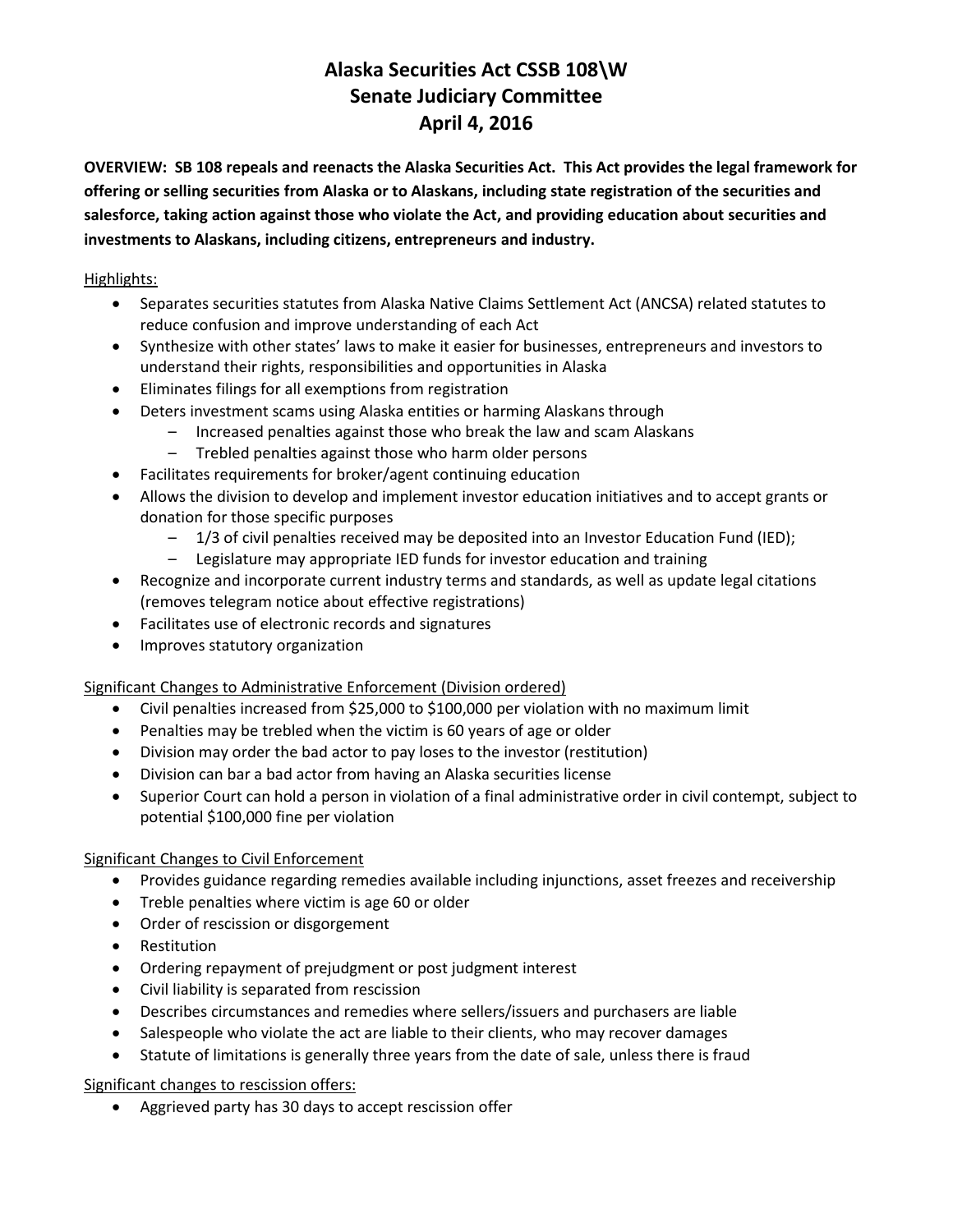# Alaska Securities Act CSSB 108\W
## Senate Judiciary Committee
## April 4, 2016

**OVERVIEW: SB 108 repeals and reenacts the Alaska Securities Act. This Act provides the legal framework for offering or selling securities from Alaska or to Alaskans, including state registration of the securities and salesforce, taking action against those who violate the Act, and providing education about securities and investments to Alaskans, including citizens, entrepreneurs and industry.**

Highlights:

- Separates securities statutes from Alaska Native Claims Settlement Act (ANCSA) related statutes to reduce confusion and improve understanding of each Act
- Synthesize with other states' laws to make it easier for businesses, entrepreneurs and investors to understand their rights, responsibilities and opportunities in Alaska
- Eliminates filings for all exemptions from registration
- Deters investment scams using Alaska entities or harming Alaskans through
  - Increased penalties against those who break the law and scam Alaskans
  - Trebled penalties against those who harm older persons
- Facilitates requirements for broker/agent continuing education
- Allows the division to develop and implement investor education initiatives and to accept grants or donation for those specific purposes
  - 1/3 of civil penalties received may be deposited into an Investor Education Fund (IED);
  - Legislature may appropriate IED funds for investor education and training
- Recognize and incorporate current industry terms and standards, as well as update legal citations (removes telegram notice about effective registrations)
- Facilitates use of electronic records and signatures
- Improves statutory organization

Significant Changes to Administrative Enforcement (Division ordered)

- Civil penalties increased from $25,000 to $100,000 per violation with no maximum limit
- Penalties may be trebled when the victim is 60 years of age or older
- Division may order the bad actor to pay loses to the investor (restitution)
- Division can bar a bad actor from having an Alaska securities license
- Superior Court can hold a person in violation of a final administrative order in civil contempt, subject to potential $100,000 fine per violation

Significant Changes to Civil Enforcement

- Provides guidance regarding remedies available including injunctions, asset freezes and receivership
- Treble penalties where victim is age 60 or older
- Order of rescission or disgorgement
- Restitution
- Ordering repayment of prejudgment or post judgment interest
- Civil liability is separated from rescission
- Describes circumstances and remedies where sellers/issuers and purchasers are liable
- Salespeople who violate the act are liable to their clients, who may recover damages
- Statute of limitations is generally three years from the date of sale, unless there is fraud

Significant changes to rescission offers:

- Aggrieved party has 30 days to accept rescission offer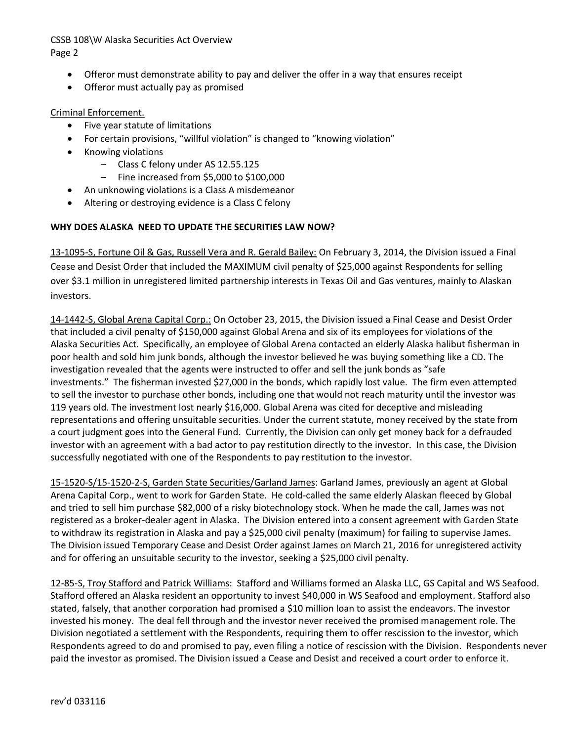- Offeror must demonstrate ability to pay and deliver the offer in a way that ensures receipt
- Offeror must actually pay as promised

Criminal Enforcement.

- Five year statute of limitations
- For certain provisions, "willful violation" is changed to "knowing violation"
- Knowing violations
  - Class C felony under AS 12.55.125
  - Fine increased from $5,000 to $100,000
- An unknowing violations is a Class A misdemeanor
- Altering or destroying evidence is a Class C felony

**WHY DOES ALASKA NEED TO UPDATE THE SECURITIES LAW NOW?**

13-1095-S, Fortune Oil & Gas, Russell Vera and R. Gerald Bailey: On February 3, 2014, the Division issued a Final Cease and Desist Order that included the MAXIMUM civil penalty of $25,000 against Respondents for selling over $3.1 million in unregistered limited partnership interests in Texas Oil and Gas ventures, mainly to Alaskan investors.

14-1442-S, Global Arena Capital Corp.: On October 23, 2015, the Division issued a Final Cease and Desist Order that included a civil penalty of $150,000 against Global Arena and six of its employees for violations of the Alaska Securities Act. Specifically, an employee of Global Arena contacted an elderly Alaska halibut fisherman in poor health and sold him junk bonds, although the investor believed he was buying something like a CD. The investigation revealed that the agents were instructed to offer and sell the junk bonds as "safe investments." The fisherman invested $27,000 in the bonds, which rapidly lost value. The firm even attempted to sell the investor to purchase other bonds, including one that would not reach maturity until the investor was 119 years old. The investment lost nearly $16,000. Global Arena was cited for deceptive and misleading representations and offering unsuitable securities. Under the current statute, money received by the state from a court judgment goes into the General Fund. Currently, the Division can only get money back for a defrauded investor with an agreement with a bad actor to pay restitution directly to the investor. In this case, the Division successfully negotiated with one of the Respondents to pay restitution to the investor.

15-1520-S/15-1520-2-S, Garden State Securities/Garland James: Garland James, previously an agent at Global Arena Capital Corp., went to work for Garden State. He cold-called the same elderly Alaskan fleeced by Global and tried to sell him purchase $82,000 of a risky biotechnology stock. When he made the call, James was not registered as a broker-dealer agent in Alaska. The Division entered into a consent agreement with Garden State to withdraw its registration in Alaska and pay a $25,000 civil penalty (maximum) for failing to supervise James. The Division issued Temporary Cease and Desist Order against James on March 21, 2016 for unregistered activity and for offering an unsuitable security to the investor, seeking a $25,000 civil penalty.

12-85-S, Troy Stafford and Patrick Williams: Stafford and Williams formed an Alaska LLC, GS Capital and WS Seafood. Stafford offered an Alaska resident an opportunity to invest $40,000 in WS Seafood and employment. Stafford also stated, falsely, that another corporation had promised a $10 million loan to assist the endeavors. The investor invested his money. The deal fell through and the investor never received the promised management role. The Division negotiated a settlement with the Respondents, requiring them to offer rescission to the investor, which Respondents agreed to do and promised to pay, even filing a notice of rescission with the Division. Respondents never paid the investor as promised. The Division issued a Cease and Desist and received a court order to enforce it.

rev'd 033116